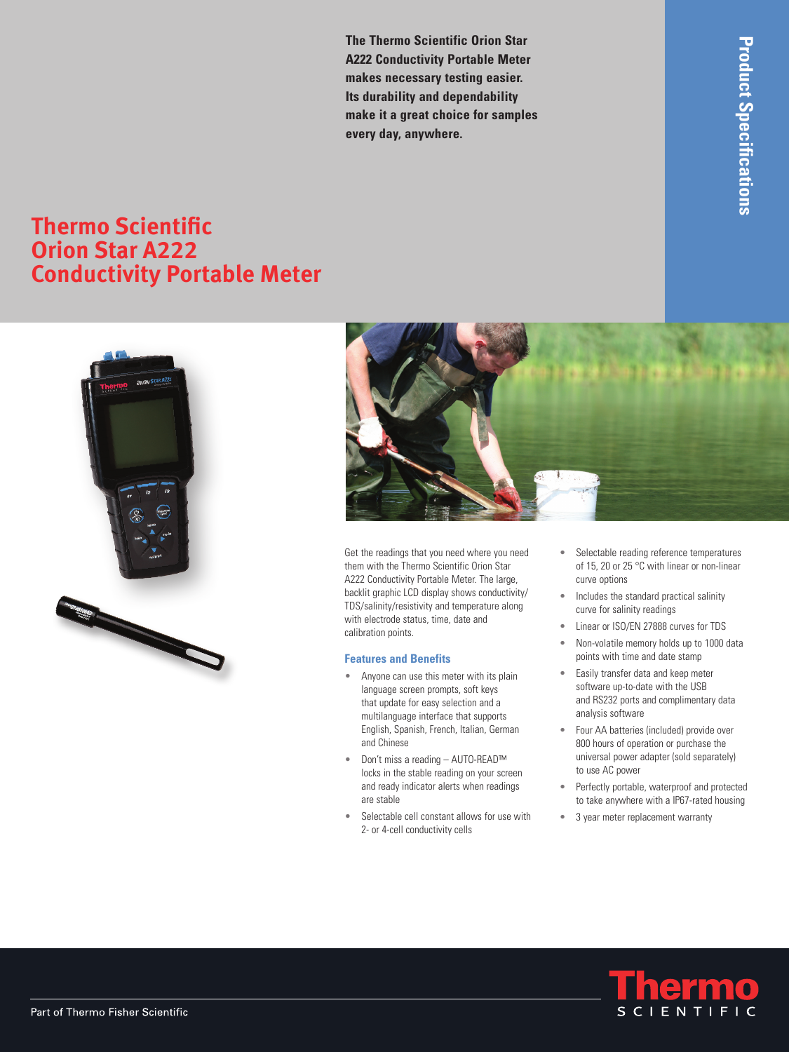# Thermo Scientific Orion Star A222 Conductivity Portable Meter

**The Thermo Scientific Orion Star A222 Conductivity Portable Meter makes necessary testing easier. Its durability and dependability make it a great choice for samples every day, anywhere.**

Product Specifications

Get the readings that you need where you need them with the Thermo Scientific Orion Star A222 Conductivity Portable Meter. The large, backlit graphic LCD display shows conductivity/TDS/salinity/resistivity and temperature along with electrode status, time, date and calibration points.

### Features and Benefits

- Anyone can use this meter with its plain language screen prompts, soft keys that update for easy selection and a multilanguage interface that supports English, Spanish, French, Italian, German and Chinese
- Don't miss a reading – AUTO-READ™ locks in the stable reading on your screen and ready indicator alerts when readings are stable
- Selectable cell constant allows for use with 2- or 4-cell conductivity cells
- Selectable reading reference temperatures of 15, 20 or 25 °C with linear or non-linear curve options
- Includes the standard practical salinity curve for salinity readings
- Linear or ISO/EN 27888 curves for TDS
- Non-volatile memory holds up to 1000 data points with time and date stamp
- Easily transfer data and keep meter software up-to-date with the USB and RS232 ports and complimentary data analysis software
- Four AA batteries (included) provide over 800 hours of operation or purchase the universal power adapter (sold separately) to use AC power
- Perfectly portable, waterproof and protected to take anywhere with a IP67-rated housing
- 3 year meter replacement warranty

Part of Thermo Fisher Scientific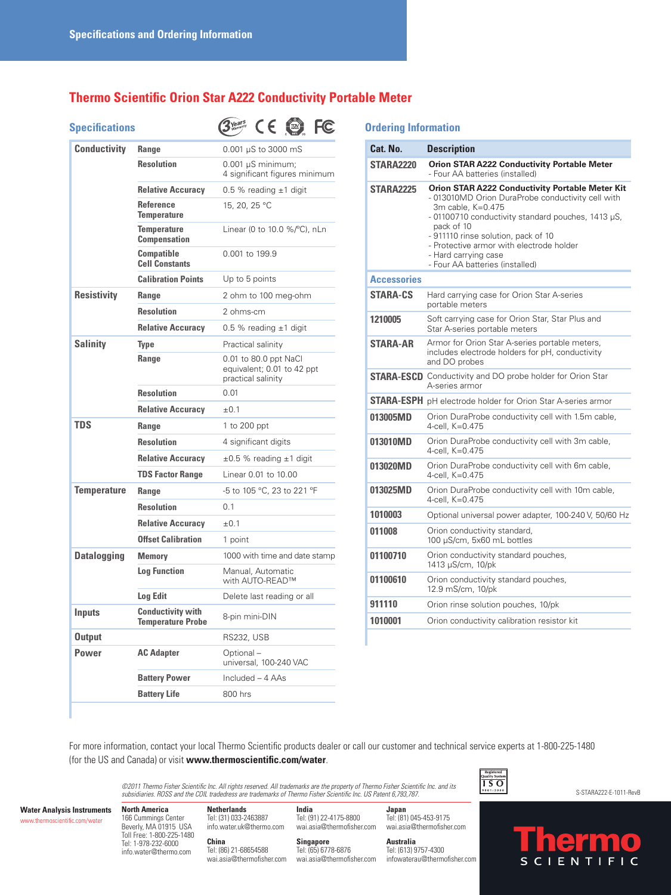# Thermo Scientific Orion Star A222 Conductivity Portable Meter

## Specifications

| | | |
|---|---|---|
| **Conductivity** | **Range** | 0.001 µS to 3000 mS |
| | **Resolution** | 0.001 µS minimum; 4 significant figures minimum |
| | **Relative Accuracy** | 0.5 % reading ±1 digit |
| | **Reference Temperature** | 15, 20, 25 °C |
| | **Temperature Compensation** | Linear (0 to 10.0 %/°C), nLn |
| | **Compatible Cell Constants** | 0.001 to 199.9 |
| | **Calibration Points** | Up to 5 points |
| **Resistivity** | **Range** | 2 ohm to 100 meg-ohm |
| | **Resolution** | 2 ohms-cm |
| | **Relative Accuracy** | 0.5 % reading ±1 digit |
| **Salinity** | **Type** | Practical salinity |
| | **Range** | 0.01 to 80.0 ppt NaCl equivalent; 0.01 to 42 ppt practical salinity |
| | **Resolution** | 0.01 |
| | **Relative Accuracy** | ±0.1 |
| **TDS** | **Range** | 1 to 200 ppt |
| | **Resolution** | 4 significant digits |
| | **Relative Accuracy** | ±0.5 % reading ±1 digit |
| | **TDS Factor Range** | Linear 0.01 to 10.00 |
| **Temperature** | **Range** | -5 to 105 °C, 23 to 221 °F |
| | **Resolution** | 0.1 |
| | **Relative Accuracy** | ±0.1 |
| | **Offset Calibration** | 1 point |
| **Datalogging** | **Memory** | 1000 with time and date stamp |
| | **Log Function** | Manual, Automatic with AUTO-READ™ |
| | **Log Edit** | Delete last reading or all |
| **Inputs** | **Conductivity with Temperature Probe** | 8-pin mini-DIN |
| **Output** | | RS232, USB |
| **Power** | **AC Adapter** | Optional – universal, 100-240 VAC |
| | **Battery Power** | Included – 4 AAs |
| | **Battery Life** | 800 hrs |

## Ordering Information

| Cat. No. | Description |
|---|---|
| **STARA2220** | **Orion STAR A222 Conductivity Portable Meter** - Four AA batteries (installed) |
| **STARA2225** | **Orion STAR A222 Conductivity Portable Meter Kit** - 013010MD Orion DuraProbe conductivity cell with 3m cable, K=0.475 - 01100710 conductivity standard pouches, 1413 µS, pack of 10 - 911110 rinse solution, pack of 10 - Protective armor with electrode holder - Hard carrying case - Four AA batteries (installed) |
| **Accessories** | |
| **STARA-CS** | Hard carrying case for Orion Star A-series portable meters |
| **1210005** | Soft carrying case for Orion Star, Star Plus and Star A-series portable meters |
| **STARA-AR** | Armor for Orion Star A-series portable meters, includes electrode holders for pH, conductivity and DO probes |
| **STARA-ESCD** | Conductivity and DO probe holder for Orion Star A-series armor |
| **STARA-ESPH** | pH electrode holder for Orion Star A-series armor |
| **013005MD** | Orion DuraProbe conductivity cell with 1.5m cable, 4-cell, K=0.475 |
| **013010MD** | Orion DuraProbe conductivity cell with 3m cable, 4-cell, K=0.475 |
| **013020MD** | Orion DuraProbe conductivity cell with 6m cable, 4-cell, K=0.475 |
| **013025MD** | Orion DuraProbe conductivity cell with 10m cable, 4-cell, K=0.475 |
| **1010003** | Optional universal power adapter, 100-240 V, 50/60 Hz |
| **011008** | Orion conductivity standard, 100 µS/cm, 5x60 mL bottles |
| **01100710** | Orion conductivity standard pouches, 1413 µS/cm, 10/pk |
| **01100610** | Orion conductivity standard pouches, 12.9 mS/cm, 10/pk |
| **911110** | Orion rinse solution pouches, 10/pk |
| **1010001** | Orion conductivity calibration resistor kit |

For more information, contact your local Thermo Scientific products dealer or call our customer and technical service experts at 1-800-225-1480 (for the US and Canada) or visit **www.thermoscientific.com/water**.

*©2011 Thermo Fisher Scientific Inc. All rights reserved. All trademarks are the property of Thermo Fisher Scientific Inc. and its subsidiaries. ROSS and the COIL tradedress are trademarks of Thermo Fisher Scientific Inc. US Patent 6,793,787.*

S-STARA222-E-1011-RevB

**Water Analysis Instruments**
www.thermoscientific.com/water

**North America**
166 Cummings Center
Beverly, MA 01915 USA
Toll Free: 1-800-225-1480
Tel: 1-978-232-6000
info.water@thermo.com

**Netherlands**
Tel: (31) 033-2463887
info.water.uk@thermo.com

**China**
Tel: (86) 21-68654588
wai.asia@thermofisher.com

**India**
Tel: (91) 22-4175-8800
wai.asia@thermofisher.com

**Singapore**
Tel: (65) 6778-6876
wai.asia@thermofisher.com

**Japan**
Tel: (81) 045-453-9175
wai.asia@thermofisher.com

**Australia**
Tel: (613) 9757-4300
infowaterau@thermofisher.com

Thermo SCIENTIFIC